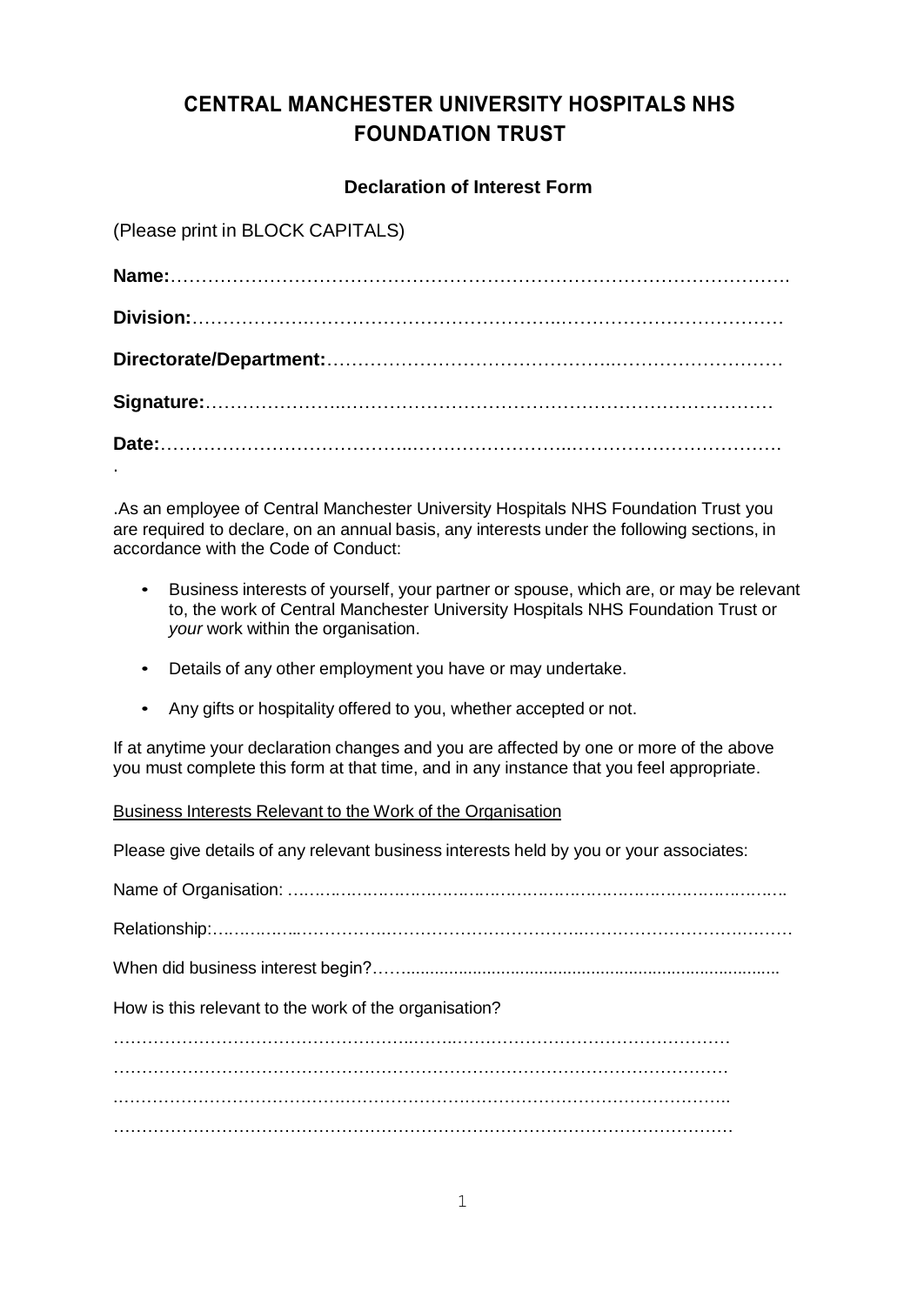# CENTRAL MANCHESTER UNIVERSITY HOSPITALS NHS FOUNDATION TRUST

## Declaration of Interest Form

(Please print in BLOCK CAPITALS)

**Name:**……………………………………………………………………………………….

**Division:**……………….…………………………………….………………………………

**Directorate/Department:**……………………………………..………………………

**Signature:**…………………..…………………………………………………………

**Date:**………………………………..……………………..…………………………….

.

.As an employee of Central Manchester University Hospitals NHS Foundation Trust you are required to declare, on an annual basis, any interests under the following sections, in accordance with the Code of Conduct:

- Business interests of yourself, your partner or spouse, which are, or may be relevant to, the work of Central Manchester University Hospitals NHS Foundation Trust or *your* work within the organisation.
- Details of any other employment you have or may undertake.
- Any gifts or hospitality offered to you, whether accepted or not.

If at anytime your declaration changes and you are affected by one or more of the above you must complete this form at that time, and in any instance that you feel appropriate.

Business Interests Relevant to the Work of the Organisation

Please give details of any relevant business interests held by you or your associates:

Name of Organisation: ……………………………………………………………………………

Relationship:………………………………………………………………………………………

When did business interest begin?…….............................................................................

How is this relevant to the work of the organisation?

……………………………………………………………………………………………

……………………………………………………………………………………………

……………………………………………………………………………………………

……………………………………………………………………………………………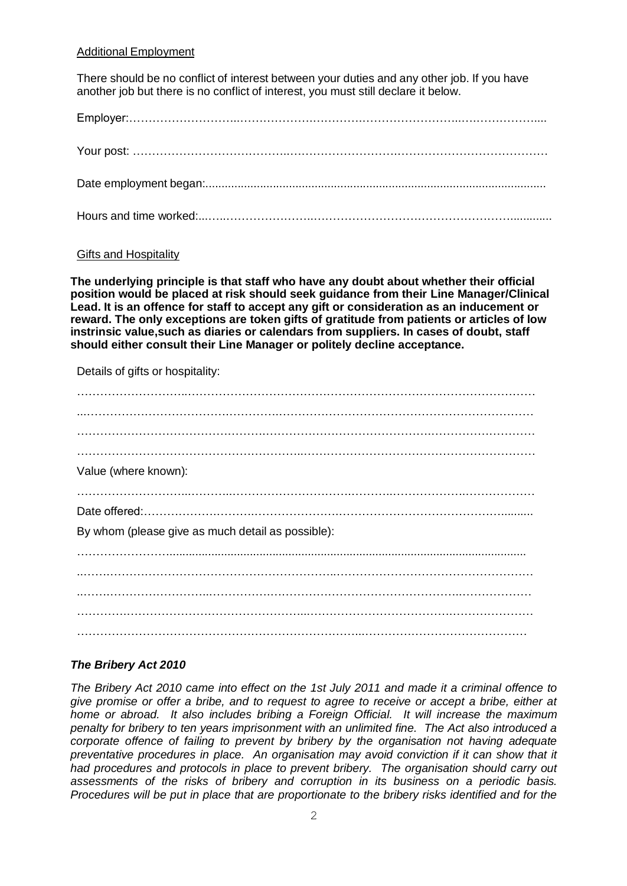Additional Employment

There should be no conflict of interest between your duties and any other job. If you have another job but there is no conflict of interest, you must still declare it below.

Employer:……………………………………………………………………………………………….

Your post: ………………………………………………………………………………………………

Date employment began:........................................................................................................

Hours and time worked:……………………………………………………………………………..

Gifts and Hospitality

**The underlying principle is that staff who have any doubt about whether their official position would be placed at risk should seek guidance from their Line Manager/Clinical Lead. It is an offence for staff to accept any gift or consideration as an inducement or reward. The only exceptions are token gifts of gratitude from patients or articles of low instrinsic value,such as diaries or calendars from suppliers. In cases of doubt, staff should either consult their Line Manager or politely decline acceptance.**

Details of gifts or hospitality:

…………………………………………………………………………………………………………

…………………………………………………………………………………………………………

…………………………………………………………………………………………………………

…………………………………………………………………………………………………………

Value (where known):

…………………………………………………………………………………………………………

Date offered:……………………………………………………………………………………………

By whom (please give as much detail as possible):

…………………………………………………………………………………………………………

…………………………………………………………………………………………………………

…………………………………………………………………………………………………………

…………………………………………………………………………………………………………

…………………………………………………………………………………………………………

***The Bribery Act 2010***

*The Bribery Act 2010 came into effect on the 1st July 2011 and made it a criminal offence to give promise or offer a bribe, and to request to agree to receive or accept a bribe, either at home or abroad. It also includes bribing a Foreign Official. It will increase the maximum penalty for bribery to ten years imprisonment with an unlimited fine. The Act also introduced a corporate offence of failing to prevent by bribery by the organisation not having adequate preventative procedures in place. An organisation may avoid conviction if it can show that it had procedures and protocols in place to prevent bribery. The organisation should carry out assessments of the risks of bribery and corruption in its business on a periodic basis. Procedures will be put in place that are proportionate to the bribery risks identified and for the*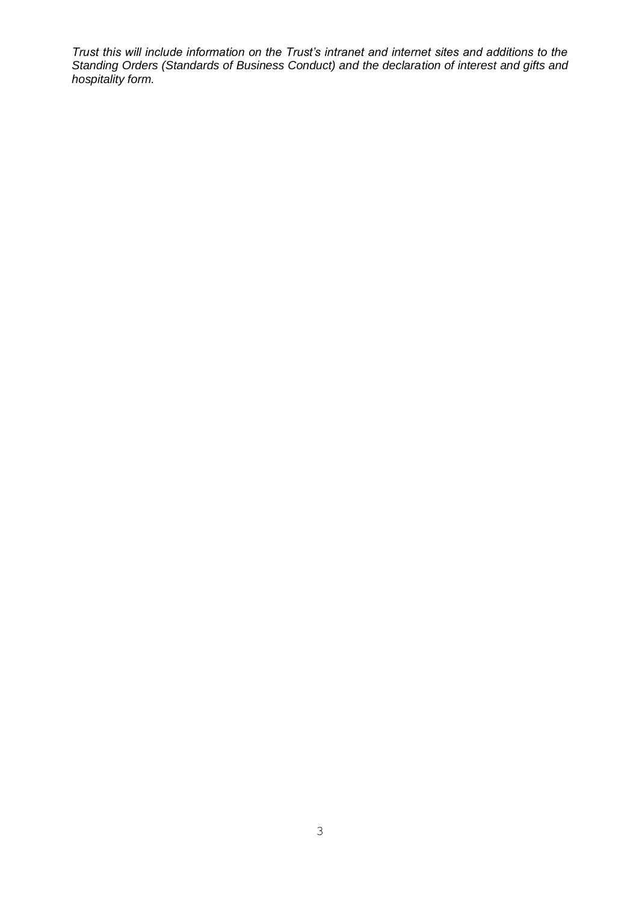*Trust this will include information on the Trust's intranet and internet sites and additions to the Standing Orders (Standards of Business Conduct) and the declaration of interest and gifts and hospitality form.*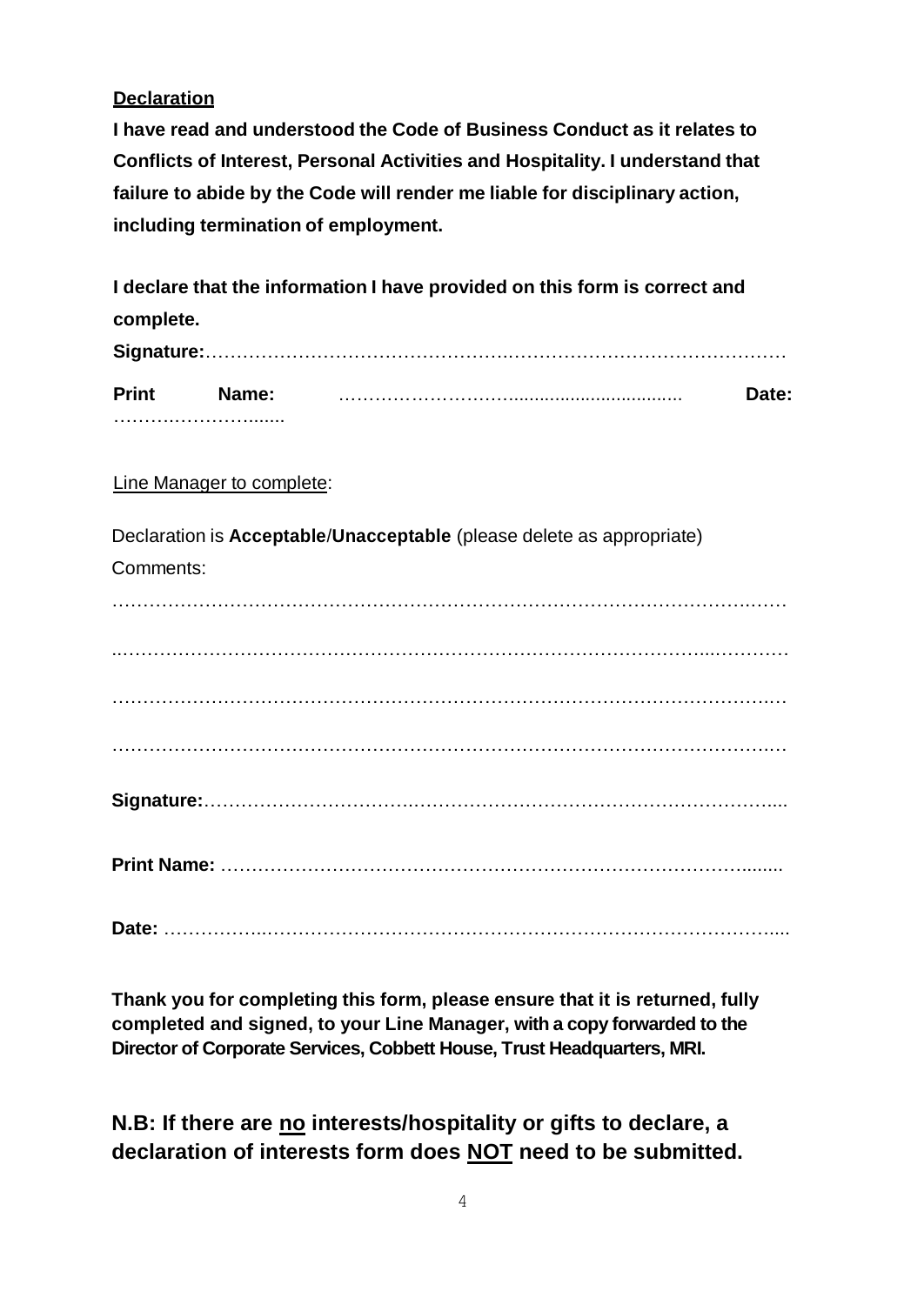**Declaration**

**I have read and understood the Code of Business Conduct as it relates to Conflicts of Interest, Personal Activities and Hospitality. I understand that failure to abide by the Code will render me liable for disciplinary action, including termination of employment.**

**I declare that the information I have provided on this form is correct and complete.**

**Signature:**……………………………………………………………………………………

**Print Name:** …………………………………………………… **Date:** ……………………….......

Line Manager to complete:

Declaration is **Acceptable**/**Unacceptable** (please delete as appropriate)

Comments:

……………………………………………………………………………………………………

……………………………………………………………………………………………………

……………………………………………………………………………………………………

……………………………………………………………………………………………………

**Signature:**……………………………………………………………………………………....

**Print Name:** ………………………………………………………………………………........

**Date:** ……………………………………………………………………………………………....

**Thank you for completing this form, please ensure that it is returned, fully completed and signed, to your Line Manager, with a copy forwarded to the Director of Corporate Services, Cobbett House, Trust Headquarters, MRI.**

**N.B: If there are no interests/hospitality or gifts to declare, a declaration of interests form does NOT need to be submitted.**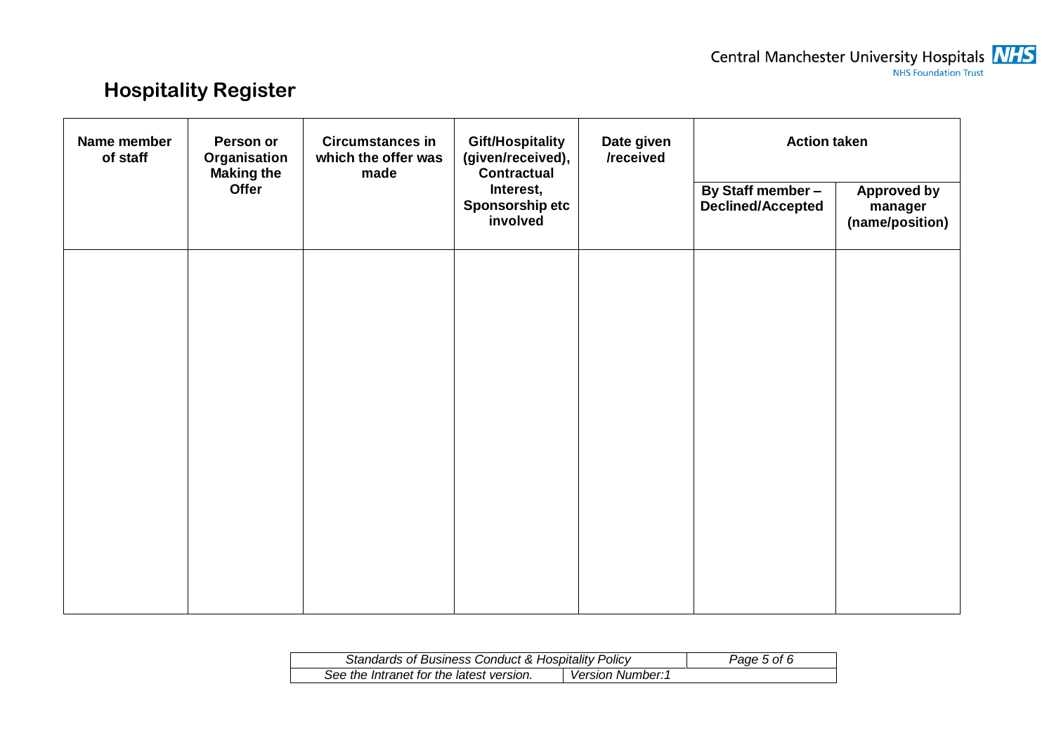Central Manchester University Hospitals NHS Foundation Trust

## Hospitality Register

| Name member of staff | Person or Organisation Making the Offer | Circumstances in which the offer was made | Gift/Hospitality (given/received), Contractual Interest, Sponsorship etc involved | Date given /received | Action taken | |
|---|---|---|---|---|---|---|
| | | | | | By Staff member – Declined/Accepted | Approved by manager (name/position) |
| | | | | | | |